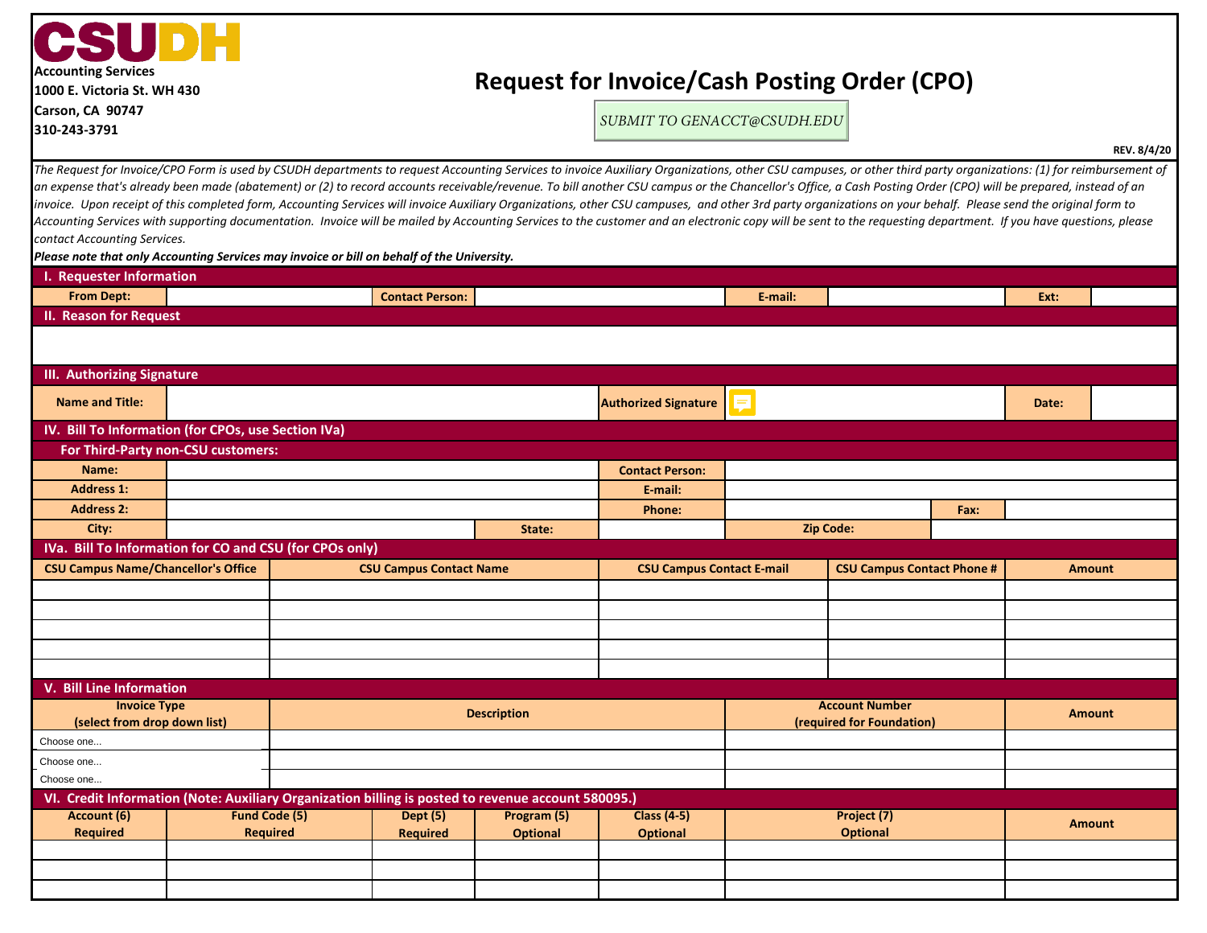**CSUDH**

**Accounting Services**
**1000 E. Victoria St. WH 430**
**Carson, CA 90747**
**310-243-3791**

# Request for Invoice/Cash Posting Order (CPO)

*SUBMIT TO GENACCT@CSUDH.EDU*

**REV. 8/4/20**

*The Request for Invoice/CPO Form is used by CSUDH departments to request Accounting Services to invoice Auxiliary Organizations, other CSU campuses, or other third party organizations: (1) for reimbursement of an expense that's already been made (abatement) or (2) to record accounts receivable/revenue. To bill another CSU campus or the Chancellor's Office, a Cash Posting Order (CPO) will be prepared, instead of an invoice. Upon receipt of this completed form, Accounting Services will invoice Auxiliary Organizations, other CSU campuses, and other 3rd party organizations on your behalf. Please send the original form to Accounting Services with supporting documentation. Invoice will be mailed by Accounting Services to the customer and an electronic copy will be sent to the requesting department. If you have questions, please contact Accounting Services.*

***Please note that only Accounting Services may invoice or bill on behalf of the University.***

## I. Requester Information

| From Dept: | | Contact Person: | | E-mail: | | Ext: | |
|---|---|---|---|---|---|---|---|

## II. Reason for Request

| |
|---|
| |

## III. Authorizing Signature

| Name and Title: | | Authorized Signature | | Date: | |
|---|---|---|---|---|---|

## IV. Bill To Information (for CPOs, use Section IVa)

### For Third-Party non-CSU customers:

| Name: | | | Contact Person: | | |
|---|---|---|---|---|---|
| Address 1: | | | E-mail: | | |
| Address 2: | | | Phone: | Fax: | |
| City: | | State: | | Zip Code: | |

## IVa. Bill To Information for CO and CSU (for CPOs only)

| CSU Campus Name/Chancellor's Office | CSU Campus Contact Name | CSU Campus Contact E-mail | CSU Campus Contact Phone # | Amount |
|---|---|---|---|---|
| | | | | |
| | | | | |
| | | | | |
| | | | | |
| | | | | |

## V. Bill Line Information

| Invoice Type (select from drop down list) | Description | Account Number (required for Foundation) | Amount |
|---|---|---|---|
| Choose one... | | | |
| Choose one... | | | |
| Choose one... | | | |

## VI. Credit Information (Note: Auxiliary Organization billing is posted to revenue account 580095.)

| Account (6) Required | Fund Code (5) Required | Dept (5) Required | Program (5) Optional | Class (4-5) Optional | Project (7) Optional | Amount |
|---|---|---|---|---|---|---|
| | | | | | | |
| | | | | | | |
| | | | | | | |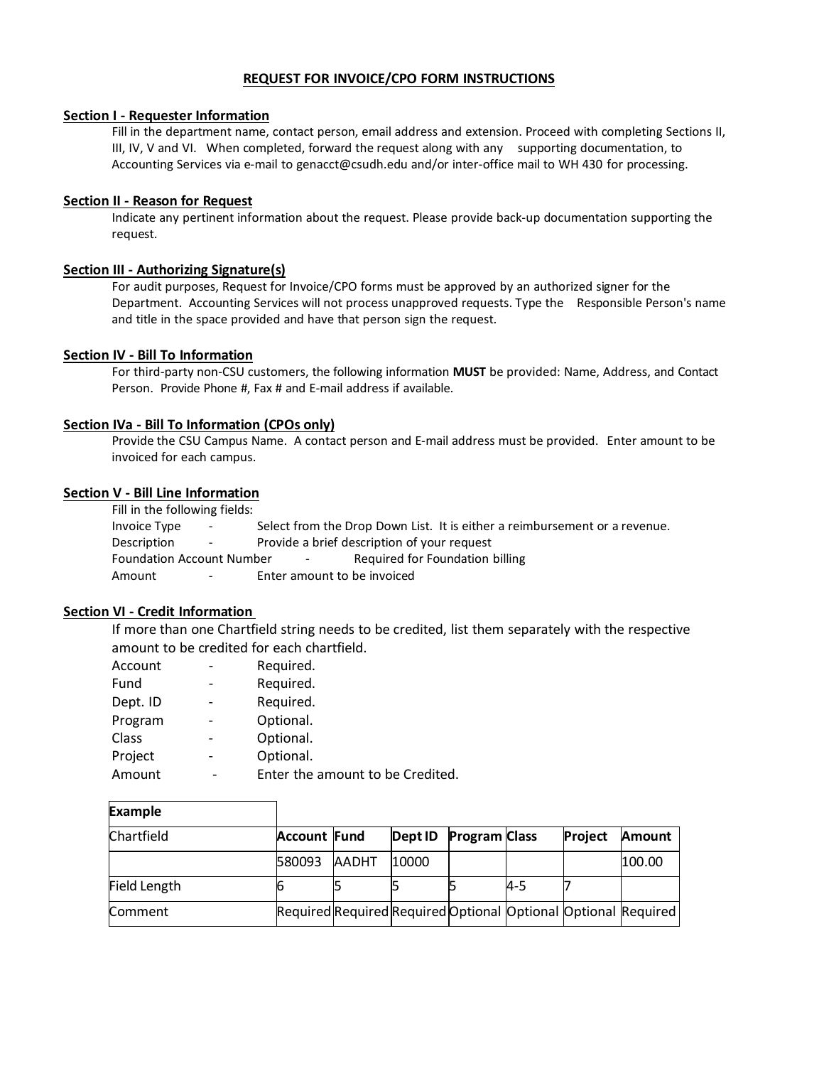# REQUEST FOR INVOICE/CPO FORM INSTRUCTIONS

## Section I - Requester Information

Fill in the department name, contact person, email address and extension. Proceed with completing Sections II, III, IV, V and VI. When completed, forward the request along with any supporting documentation, to Accounting Services via e-mail to genacct@csudh.edu and/or inter-office mail to WH 430 for processing.

## Section II - Reason for Request

Indicate any pertinent information about the request. Please provide back-up documentation supporting the request.

## Section III - Authorizing Signature(s)

For audit purposes, Request for Invoice/CPO forms must be approved by an authorized signer for the Department. Accounting Services will not process unapproved requests. Type the Responsible Person's name and title in the space provided and have that person sign the request.

## Section IV - Bill To Information

For third-party non-CSU customers, the following information **MUST** be provided: Name, Address, and Contact Person. Provide Phone #, Fax # and E-mail address if available.

## Section IVa - Bill To Information (CPOs only)

Provide the CSU Campus Name. A contact person and E-mail address must be provided. Enter amount to be invoiced for each campus.

## Section V - Bill Line Information

Fill in the following fields:

- Invoice Type - Select from the Drop Down List. It is either a reimbursement or a revenue.
- Description - Provide a brief description of your request
- Foundation Account Number - Required for Foundation billing
- Amount - Enter amount to be invoiced

## Section VI - Credit Information

If more than one Chartfield string needs to be credited, list them separately with the respective amount to be credited for each chartfield.

- Account - Required.
- Fund - Required.
- Dept. ID - Required.
- Program - Optional.
- Class - Optional.
- Project - Optional.
- Amount - Enter the amount to be Credited.

| **Example** | | | | | | | |
|---|---|---|---|---|---|---|---|
| Chartfield | **Account** | **Fund** | **Dept ID** | **Program** | **Class** | **Project** | **Amount** |
| | 580093 | AADHT | 10000 | | | | 100.00 |
| Field Length | 6 | 5 | 5 | 5 | 4-5 | 7 | |
| Comment | Required | Required | Required | Optional | Optional | Optional | Required |